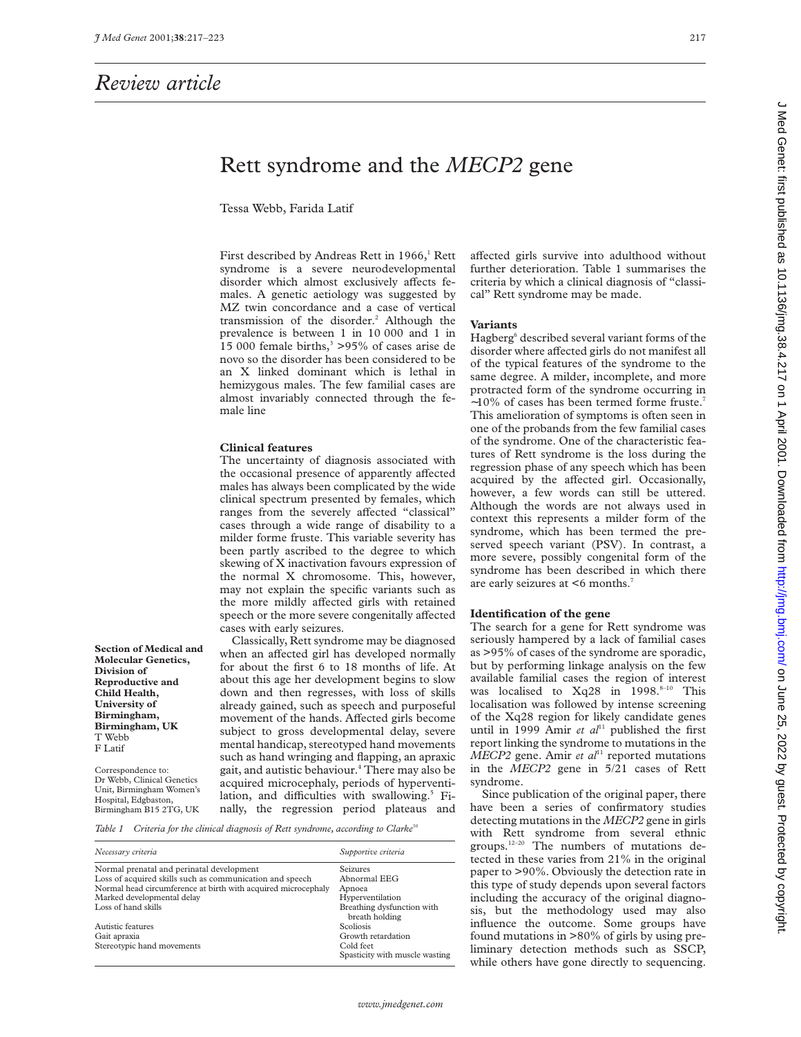## Review article

# Rett syndrome and the *MECP2* gene

Tessa Webb, Farida Latif

Section of Medical and Molecular Genetics, Division of Reproductive and Child Health, University of Birmingham, Birmingham, UK
T Webb
F Latif

Correspondence to:
Dr Webb, Clinical Genetics Unit, Birmingham Women's Hospital, Edgbaston, Birmingham B15 2TG, UK

First described by Andreas Rett in 1966,[1] Rett syndrome is a severe neurodevelopmental disorder which almost exclusively affects females. A genetic aetiology was suggested by MZ twin concordance and a case of vertical transmission of the disorder.[2] Although the prevalence is between 1 in 10 000 and 1 in 15 000 female births,[3] >95% of cases arise de novo so the disorder has been considered to be an X linked dominant which is lethal in hemizygous males. The few familial cases are almost invariably connected through the female line

### Clinical features

The uncertainty of diagnosis associated with the occasional presence of apparently affected males has always been complicated by the wide clinical spectrum presented by females, which ranges from the severely affected "classical" cases through a wide range of disability to a milder forme fruste. This variable severity has been partly ascribed to the degree to which skewing of X inactivation favours expression of the normal X chromosome. This, however, may not explain the specific variants such as the more mildly affected girls with retained speech or the more severe congenitally affected cases with early seizures.

Classically, Rett syndrome may be diagnosed when an affected girl has developed normally for about the first 6 to 18 months of life. At about this age her development begins to slow down and then regresses, with loss of skills already gained, such as speech and purposeful movement of the hands. Affected girls become subject to gross developmental delay, severe mental handicap, stereotyped hand movements such as hand wringing and flapping, an apraxic gait, and autistic behaviour.[4] There may also be acquired microcephaly, periods of hyperventilation, and difficulties with swallowing.[5] Finally, the regression period plateaus and affected girls survive into adulthood without further deterioration. Table 1 summarises the criteria by which a clinical diagnosis of "classical" Rett syndrome may be made.

Table 1 Criteria for the clinical diagnosis of Rett syndrome, according to Clarke[50]

| *Necessary criteria* | *Supportive criteria* |
|---|---|
| Normal prenatal and perinatal development | Seizures |
| Loss of acquired skills such as communication and speech | Abnormal EEG |
| Normal head circumference at birth with acquired microcephaly | Apnoea |
| Marked developmental delay | Hyperventilation |
| Loss of hand skills | Breathing dysfunction with breath holding |
| Autistic features | Scoliosis |
| Gait apraxia | Growth retardation |
| Stereotypic hand movements | Cold feet |
| | Spasticity with muscle wasting |

### Variants

Hagberg[6] described several variant forms of the disorder where affected girls do not manifest all of the typical features of the syndrome to the same degree. A milder, incomplete, and more protracted form of the syndrome occurring in ~10% of cases has been termed forme fruste.[7] This amelioration of symptoms is often seen in one of the probands from the few familial cases of the syndrome. One of the characteristic features of Rett syndrome is the loss during the regression phase of any speech which has been acquired by the affected girl. Occasionally, however, a few words can still be uttered. Although the words are not always used in context this represents a milder form of the syndrome, which has been termed the preserved speech variant (PSV). In contrast, a more severe, possibly congenital form of the syndrome has been described in which there are early seizures at <6 months.[7]

### Identification of the gene

The search for a gene for Rett syndrome was seriously hampered by a lack of familial cases as >95% of cases of the syndrome are sporadic, but by performing linkage analysis on the few available familial cases the region of interest was localised to Xq28 in 1998.[8–10] This localisation was followed by intense screening of the Xq28 region for likely candidate genes until in 1999 Amir *et al*[11] published the first report linking the syndrome to mutations in the *MECP2* gene. Amir *et al*[11] reported mutations in the *MECP2* gene in 5/21 cases of Rett syndrome.

Since publication of the original paper, there have been a series of confirmatory studies detecting mutations in the *MECP2* gene in girls with Rett syndrome from several ethnic groups.[12–20] The numbers of mutations detected in these varies from 21% in the original paper to >90%. Obviously the detection rate in this type of study depends upon several factors including the accuracy of the original diagnosis, but the methodology used may also influence the outcome. Some groups have found mutations in >80% of girls by using preliminary detection methods such as SSCP, while others have gone directly to sequencing.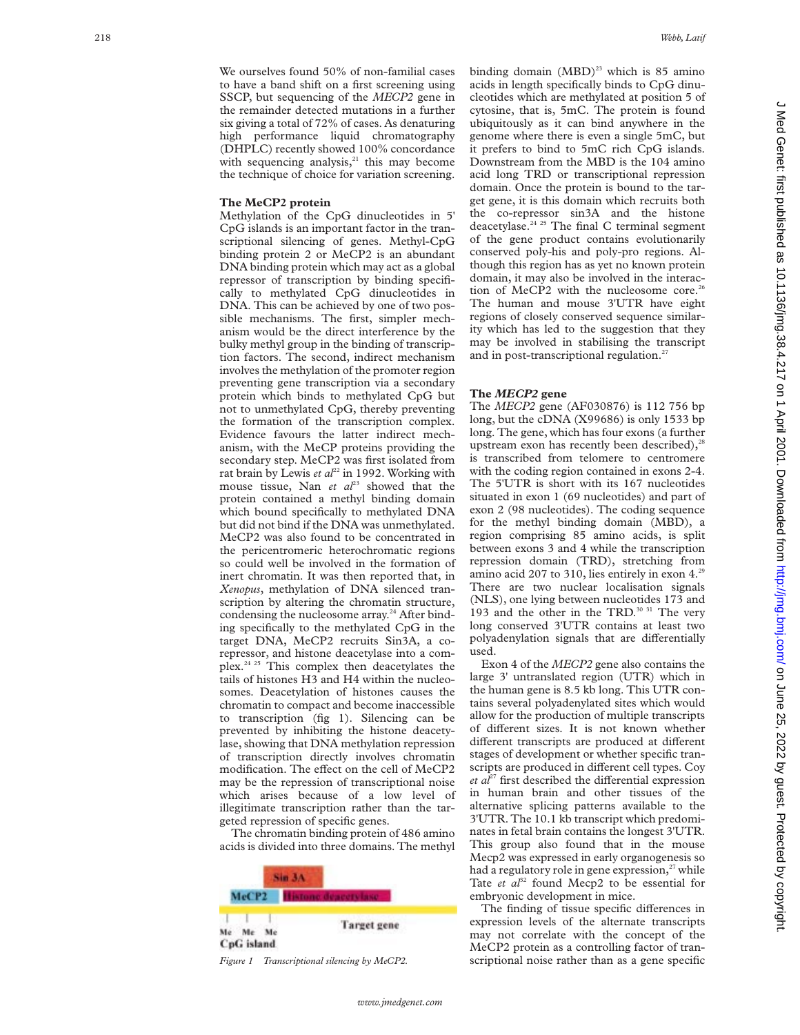We ourselves found 50% of non-familial cases to have a band shift on a first screening using SSCP, but sequencing of the *MECP2* gene in the remainder detected mutations in a further six giving a total of 72% of cases. As denaturing high performance liquid chromatography (DHPLC) recently showed 100% concordance with sequencing analysis,[21] this may become the technique of choice for variation screening.

## The MeCP2 protein

Methylation of the CpG dinucleotides in 5' CpG islands is an important factor in the transcriptional silencing of genes. Methyl-CpG binding protein 2 or MeCP2 is an abundant DNA binding protein which may act as a global repressor of transcription by binding specifically to methylated CpG dinucleotides in DNA. This can be achieved by one of two possible mechanisms. The first, simpler mechanism would be the direct interference by the bulky methyl group in the binding of transcription factors. The second, indirect mechanism involves the methylation of the promoter region preventing gene transcription via a secondary protein which binds to methylated CpG but not to unmethylated CpG, thereby preventing the formation of the transcription complex. Evidence favours the latter indirect mechanism, with the MeCP proteins providing the secondary step. MeCP2 was first isolated from rat brain by Lewis *et al*[22] in 1992. Working with mouse tissue, Nan *et al*[23] showed that the protein contained a methyl binding domain which bound specifically to methylated DNA but did not bind if the DNA was unmethylated. MeCP2 was also found to be concentrated in the pericentromeric heterochromatic regions so could well be involved in the formation of inert chromatin. It was then reported that, in *Xenopus*, methylation of DNA silenced transcription by altering the chromatin structure, condensing the nucleosome array.[24] After binding specifically to the methylated CpG in the target DNA, MeCP2 recruits Sin3A, a co-repressor, and histone deacetylase into a complex.[24 25] This complex then deacetylates the tails of histones H3 and H4 within the nucleosomes. Deacetylation of histones causes the chromatin to compact and become inaccessible to transcription (fig 1). Silencing can be prevented by inhibiting the histone deacetylase, showing that DNA methylation repression of transcription directly involves chromatin modification. The effect on the cell of MeCP2 may be the repression of transcriptional noise which arises because of a low level of illegitimate transcription rather than the targeted repression of specific genes.

The chromatin binding protein of 486 amino acids is divided into three domains. The methyl binding domain (MBD)[23] which is 85 amino acids in length specifically binds to CpG dinucleotides which are methylated at position 5 of cytosine, that is, 5mC. The protein is found ubiquitously as it can bind anywhere in the genome where there is even a single 5mC, but it prefers to bind to 5mC rich CpG islands. Downstream from the MBD is the 104 amino acid long TRD or transcriptional repression domain. Once the protein is bound to the target gene, it is this domain which recruits both the co-repressor sin3A and the histone deacetylase.[24 25] The final C terminal segment of the gene product contains evolutionarily conserved poly-his and poly-pro regions. Although this region has as yet no known protein domain, it may also be involved in the interaction of MeCP2 with the nucleosome core.[26] The human and mouse 3'UTR have eight regions of closely conserved sequence similarity which has led to the suggestion that they may be involved in stabilising the transcript and in post-transcriptional regulation.[27]

Figure 1 Transcriptional silencing by MeCP2.

## The *MECP2* gene

The *MECP2* gene (AF030876) is 112 756 bp long, but the cDNA (X99686) is only 1533 bp long. The gene, which has four exons (a further upstream exon has recently been described),[28] is transcribed from telomere to centromere with the coding region contained in exons 2-4. The 5'UTR is short with its 167 nucleotides situated in exon 1 (69 nucleotides) and part of exon 2 (98 nucleotides). The coding sequence for the methyl binding domain (MBD), a region comprising 85 amino acids, is split between exons 3 and 4 while the transcription repression domain (TRD), stretching from amino acid 207 to 310, lies entirely in exon 4.[29] There are two nuclear localisation signals (NLS), one lying between nucleotides 173 and 193 and the other in the TRD.[30 31] The very long conserved 3'UTR contains at least two polyadenylation signals that are differentially used.

Exon 4 of the *MECP2* gene also contains the large 3' untranslated region (UTR) which in the human gene is 8.5 kb long. This UTR contains several polyadenylated sites which would allow for the production of multiple transcripts of different sizes. It is not known whether different transcripts are produced at different stages of development or whether specific transcripts are produced in different cell types. Coy *et al*[27] first described the differential expression in human brain and other tissues of the alternative splicing patterns available to the 3'UTR. The 10.1 kb transcript which predominates in fetal brain contains the longest 3'UTR. This group also found that in the mouse Mecp2 was expressed in early organogenesis so had a regulatory role in gene expression,[27] while Tate *et al*[32] found Mecp2 to be essential for embryonic development in mice.

The finding of tissue specific differences in expression levels of the alternate transcripts may not correlate with the concept of the MeCP2 protein as a controlling factor of transcriptional noise rather than as a gene specific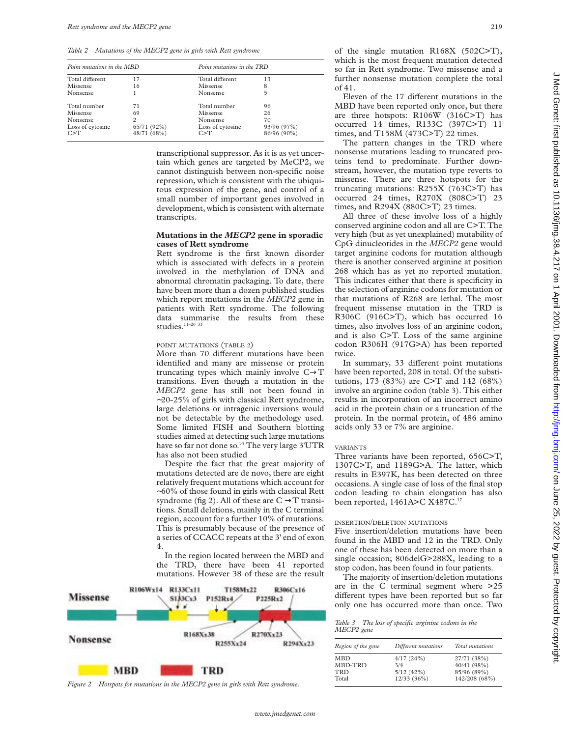*Table 2 Mutations of the MECP2 gene in girls with Rett syndrome*

| Point mutations in the MBD | | Point mutations in the TRD | |
|---|---|---|---|
| Total different | 17 | Total different | 13 |
| Missense | 16 | Missense | 8 |
| Nonsense | 1 | Nonsense | 5 |
| Total number | 71 | Total number | 96 |
| Missense | 69 | Missense | 26 |
| Nonsense | 2 | Nonsense | 70 |
| Loss of cytosine | 65/71 (92%) | Loss of cytosine | 93/96 (97%) |
| C>T | 48/71 (68%) | C>T | 86/96 (90%) |

transcriptional suppressor. As it is as yet uncertain which genes are targeted by MeCP2, we cannot distinguish between non-specific noise repression, which is consistent with the ubiquitous expression of the gene, and control of a small number of important genes involved in development, which is consistent with alternate transcripts.

## Mutations in the *MECP2* gene in sporadic cases of Rett syndrome

Rett syndrome is the first known disorder which is associated with defects in a protein involved in the methylation of DNA and abnormal chromatin packaging. To date, there have been more than a dozen published studies which report mutations in the *MECP2* gene in patients with Rett syndrome. The following data summarise the results from these studies.[11–20 33]

### POINT MUTATIONS (TABLE 2)

More than 70 different mutations have been identified and many are missense or protein truncating types which mainly involve C→T transitions. Even though a mutation in the *MECP2* gene has still not been found in ~20-25% of girls with classical Rett syndrome, large deletions or intragenic inversions would not be detectable by the methodology used. Some limited FISH and Southern blotting studies aimed at detecting such large mutations have so far not done so.[34] The very large 3'UTR has also not been studied

Despite the fact that the great majority of mutations detected are de novo, there are eight relatively frequent mutations which account for ~60% of those found in girls with classical Rett syndrome (fig 2). All of these are C →T transitions. Small deletions, mainly in the C terminal region, account for a further 10% of mutations. This is presumably because of the presence of a series of CCACC repeats at the 3' end of exon 4.

In the region located between the MBD and the TRD, there have been 41 reported mutations. However 38 of these are the result of the single mutation R168X (502C>T), which is the most frequent mutation detected so far in Rett syndrome. Two missense and a further nonsense mutation complete the total of 41.

*Figure 2 Hotspots for mutations in the MECP2 gene in girls with Rett syndrome.*

Eleven of the 17 different mutations in the MBD have been reported only once, but there are three hotspots: R106W (316C>T) has occurred 14 times, R133C (397C>T) 11 times, and T158M (473C>T) 22 times.

The pattern changes in the TRD where nonsense mutations leading to truncated proteins tend to predominate. Further downstream, however, the mutation type reverts to missense. There are three hotspots for the truncating mutations: R255X (763C>T) has occurred 24 times, R270X (808C>T) 23 times, and R294X (880C>T) 23 times.

All three of these involve loss of a highly conserved arginine codon and all are C>T. The very high (but as yet unexplained) mutability of CpG dinucleotides in the *MECP2* gene would target arginine codons for mutation although there is another conserved arginine at position 268 which has as yet no reported mutation. This indicates either that there is specificity in the selection of arginine codons for mutation or that mutations of R268 are lethal. The most frequent missense mutation in the TRD is R306C (916C>T), which has occurred 16 times, also involves loss of an arginine codon, and is also C>T. Loss of the same arginine codon R306H (917G>A) has been reported twice.

In summary, 33 different point mutations have been reported, 208 in total. Of the substitutions, 173 (83%) are C>T and 142 (68%) involve an arginine codon (table 3). This either results in incorporation of an incorrect amino acid in the protein chain or a truncation of the protein. In the normal protein, of 486 amino acids only 33 or 7% are arginine.

### VARIANTS

Three variants have been reported, 656C>T, 1307C>T, and 1189G>A. The latter, which results in E397K, has been detected on three occasions. A single case of loss of the final stop codon leading to chain elongation has also been reported, 1461A>C X487C.[17]

### INSERTION/DELETION MUTATIONS

Five insertion/deletion mutations have been found in the MBD and 12 in the TRD. Only one of these has been detected on more than a single occasion; 806delG>288X, leading to a stop codon, has been found in four patients.

The majority of insertion/deletion mutations are in the C terminal segment where >25 different types have been reported but so far only one has occurred more than once. Two

*Table 3 The loss of specific arginine codons in the MECP2 gene*

| Region of the gene | Different mutations | Total mutations |
|---|---|---|
| MBD | 4/17 (24%) | 27/71 (38%) |
| MBD-TRD | 3/4 | 40/41 (98%) |
| TRD | 5/12 (42%) | 85/96 (89%) |
| Total | 12/33 (36%) | 142/208 (68%) |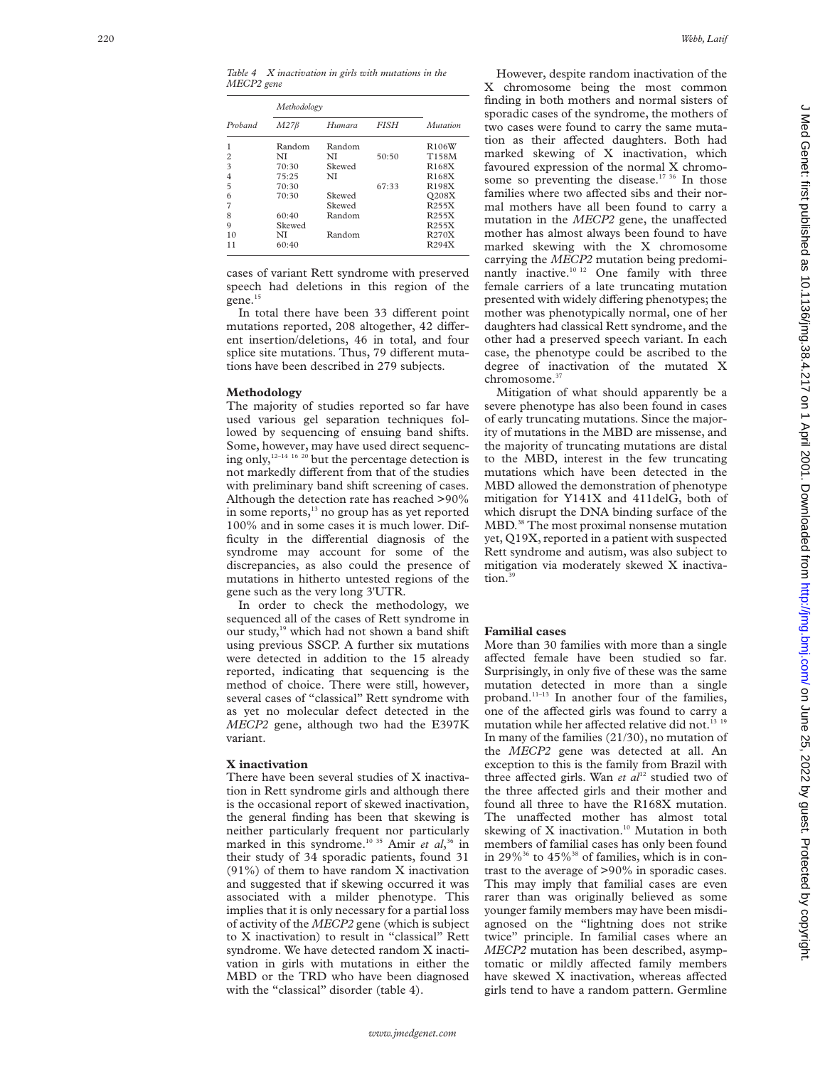*Table 4 X inactivation in girls with mutations in the MECP2 gene*

| Proband | Methodology | | | Mutation |
|---|---|---|---|---|
| | *M27β* | *Humara* | *FISH* | |
| 1 | Random | Random | | R106W |
| 2 | NI | NI | 50:50 | T158M |
| 3 | 70:30 | Skewed | | R168X |
| 4 | 75:25 | NI | | R168X |
| 5 | 70:30 | | 67:33 | R198X |
| 6 | 70:30 | Skewed | | Q208X |
| 7 | | Skewed | | R255X |
| 8 | 60:40 | Random | | R255X |
| 9 | Skewed | | | R255X |
| 10 | NI | Random | | R270X |
| 11 | 60:40 | | | R294X |

cases of variant Rett syndrome with preserved speech had deletions in this region of the gene.[15]

In total there have been 33 different point mutations reported, 208 altogether, 42 different insertion/deletions, 46 in total, and four splice site mutations. Thus, 79 different mutations have been described in 279 subjects.

## Methodology

The majority of studies reported so far have used various gel separation techniques followed by sequencing of ensuing band shifts. Some, however, may have used direct sequencing only,[12–14 16 20] but the percentage detection is not markedly different from that of the studies with preliminary band shift screening of cases. Although the detection rate has reached >90% in some reports,[13] no group has as yet reported 100% and in some cases it is much lower. Difficulty in the differential diagnosis of the syndrome may account for some of the discrepancies, as also could the presence of mutations in hitherto untested regions of the gene such as the very long 3'UTR.

In order to check the methodology, we sequenced all of the cases of Rett syndrome in our study,[19] which had not shown a band shift using previous SSCP. A further six mutations were detected in addition to the 15 already reported, indicating that sequencing is the method of choice. There were still, however, several cases of "classical" Rett syndrome with as yet no molecular defect detected in the *MECP2* gene, although two had the E397K variant.

## X inactivation

There have been several studies of X inactivation in Rett syndrome girls and although there is the occasional report of skewed inactivation, the general finding has been that skewing is neither particularly frequent nor particularly marked in this syndrome.[10 35] Amir *et al*,[36] in their study of 34 sporadic patients, found 31 (91%) of them to have random X inactivation and suggested that if skewing occurred it was associated with a milder phenotype. This implies that it is only necessary for a partial loss of activity of the *MECP2* gene (which is subject to X inactivation) to result in "classical" Rett syndrome. We have detected random X inactivation in girls with mutations in either the MBD or the TRD who have been diagnosed with the "classical" disorder (table 4).

However, despite random inactivation of the X chromosome being the most common finding in both mothers and normal sisters of sporadic cases of the syndrome, the mothers of two cases were found to carry the same mutation as their affected daughters. Both had marked skewing of X inactivation, which favoured expression of the normal X chromosome so preventing the disease.[17 36] In those families where two affected sibs and their normal mothers have all been found to carry a mutation in the *MECP2* gene, the unaffected mother has almost always been found to have marked skewing with the X chromosome carrying the *MECP2* mutation being predominantly inactive.[10 12] One family with three female carriers of a late truncating mutation presented with widely differing phenotypes; the mother was phenotypically normal, one of her daughters had classical Rett syndrome, and the other had a preserved speech variant. In each case, the phenotype could be ascribed to the degree of inactivation of the mutated X chromosome.[37]

Mitigation of what should apparently be a severe phenotype has also been found in cases of early truncating mutations. Since the majority of mutations in the MBD are missense, and the majority of truncating mutations are distal to the MBD, interest in the few truncating mutations which have been detected in the MBD allowed the demonstration of phenotype mitigation for Y141X and 411delG, both of which disrupt the DNA binding surface of the MBD.[38] The most proximal nonsense mutation yet, Q19X, reported in a patient with suspected Rett syndrome and autism, was also subject to mitigation via moderately skewed X inactivation.[39]

## Familial cases

More than 30 families with more than a single affected female have been studied so far. Surprisingly, in only five of these was the same mutation detected in more than a single proband.[11–13] In another four of the families, one of the affected girls was found to carry a mutation while her affected relative did not.[13 19] In many of the families (21/30), no mutation of the *MECP2* gene was detected at all. An exception to this is the family from Brazil with three affected girls. Wan *et al*[12] studied two of the three affected girls and their mother and found all three to have the R168X mutation. The unaffected mother has almost total skewing of X inactivation.[10] Mutation in both members of familial cases has only been found in 29%[36] to 45%[38] of families, which is in contrast to the average of >90% in sporadic cases. This may imply that familial cases are even rarer than was originally believed as some younger family members may have been misdiagnosed on the "lightning does not strike twice" principle. In familial cases where an *MECP2* mutation has been described, asymptomatic or mildly affected family members have skewed X inactivation, whereas affected girls tend to have a random pattern. Germline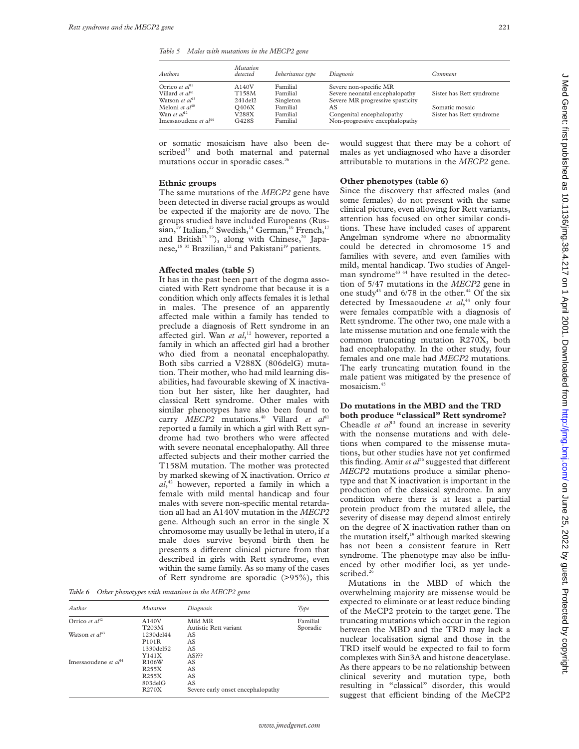*Table 5 Males with mutations in the MECP2 gene*

| Authors | Mutation detected | Inheritance type | Diagnosis | Comment |
|---|---|---|---|---|
| Orrico *et al*[42] | A140V | Familial | Severe non-specific MR | |
| Villard *et al*[41] | T158M | Familial | Severe neonatal encephalopathy | Sister has Rett syndrome |
| Watson *et al*[43] | 241del2 | Singleton | Severe MR progressive spasticity | |
| Meloni *et al*[40] | Q406X | Familial | AS | Somatic mosaic |
| Wan *et al*[12] | V288X | Familial | Congenital encephalopathy | Sister has Rett syndrome |
| Imessaoudene *et al*[44] | G428S | Familial | Non-progressive encephalopathy | |

or somatic mosaicism have also been described[12] and both maternal and paternal mutations occur in sporadic cases.[36]

**Ethnic groups**

The same mutations of the *MECP2* gene have been detected in diverse racial groups as would be expected if the majority are de novo. The groups studied have included Europeans (Russian,[19] Italian,[15] Swedish,[14] German,[16] French,[17] and British[13 19]), along with Chinese,[20] Japanese,[18 33] Brazilian,[12] and Pakistani[19] patients.

**Affected males (table 5)**

It has in the past been part of the dogma associated with Rett syndrome that because it is a condition which only affects females it is lethal in males. The presence of an apparently affected male within a family has tended to preclude a diagnosis of Rett syndrome in an affected girl. Wan *et al*,[12] however, reported a family in which an affected girl had a brother who died from a neonatal encephalopathy. Both sibs carried a V288X (806delG) mutation. Their mother, who had mild learning disabilities, had favourable skewing of X inactivation but her sister, like her daughter, had classical Rett syndrome. Other males with similar phenotypes have also been found to carry *MECP2* mutations.[40] Villard *et al*[41] reported a family in which a girl with Rett syndrome had two brothers who were affected with severe neonatal encephalopathy. All three affected subjects and their mother carried the T158M mutation. The mother was protected by marked skewing of X inactivation. Orrico *et al*,[42] however, reported a family in which a female with mild mental handicap and four males with severe non-specific mental retardation all had an A140V mutation in the *MECP2* gene. Although such an error in the single X chromosome may usually be lethal in utero, if a male does survive beyond birth then he presents a different clinical picture from that described in girls with Rett syndrome, even within the same family. As so many of the cases of Rett syndrome are sporadic (>95%), this would suggest that there may be a cohort of males as yet undiagnosed who have a disorder attributable to mutations in the *MECP2* gene.

*Table 6 Other phenotypes with mutations in the MECP2 gene*

| Author | Mutation | Diagnosis | Type |
|---|---|---|---|
| Orrico *et al*[42] | A140V | Mild MR | Familial |
| | T203M | Autistic Rett variant | Sporadic |
| Watson *et al*[43] | 1230del44 | AS | |
| | P101R | AS | |
| | 1330del52 | AS | |
| | Y141X | AS??? | |
| Imessaoudene *et al*[44] | R106W | AS | |
| | R255X | AS | |
| | R255X | AS | |
| | 803delG | AS | |
| | R270X | Severe early onset encephalopathy | |

**Other phenotypes (table 6)**

Since the discovery that affected males (and some females) do not present with the same clinical picture, even allowing for Rett variants, attention has focused on other similar conditions. These have included cases of apparent Angelman syndrome where no abnormality could be detected in chromosome 15 and families with severe, and even families with mild, mental handicap. Two studies of Angelman syndrome[43 44] have resulted in the detection of 5/47 mutations in the *MECP2* gene in one study[43] and 6/78 in the other.[44] Of the six detected by Imessaoudene *et al*,[44] only four were females compatible with a diagnosis of Rett syndrome. The other two, one male with a late missense mutation and one female with the common truncating mutation R270X, both had encephalopathy. In the other study, four females and one male had *MECP2* mutations. The early truncating mutation found in the male patient was mitigated by the presence of mosaicism.[43]

**Do mutations in the MBD and the TRD both produce "classical" Rett syndrome?**

Cheadle *et al*[13] found an increase in severity with the nonsense mutations and with deletions when compared to the missense mutations, but other studies have not yet confirmed this finding. Amir *et al*[36] suggested that different *MECP2* mutations produce a similar phenotype and that X inactivation is important in the production of the classical syndrome. In any condition where there is at least a partial protein product from the mutated allele, the severity of disease may depend almost entirely on the degree of X inactivation rather than on the mutation itself,[19] although marked skewing has not been a consistent feature in Rett syndrome. The phenotype may also be influenced by other modifier loci, as yet undescribed.[26]

Mutations in the MBD of which the overwhelming majority are missense would be expected to eliminate or at least reduce binding of the MeCP2 protein to the target gene. The truncating mutations which occur in the region between the MBD and the TRD may lack a nuclear localisation signal and those in the TRD itself would be expected to fail to form complexes with Sin3A and histone deacetylase. As there appears to be no relationship between clinical severity and mutation type, both resulting in "classical" disorder, this would suggest that efficient binding of the MeCP2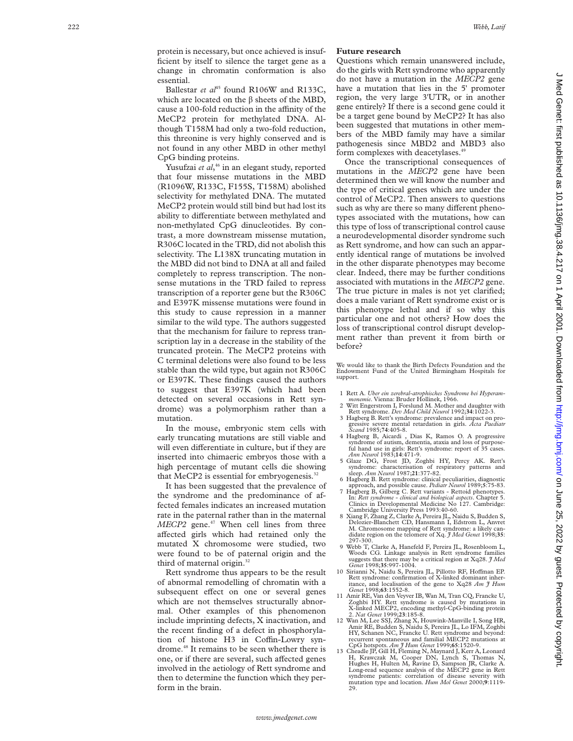protein is necessary, but once achieved is insufficient by itself to silence the target gene as a change in chromatin conformation is also essential.

Ballestar *et al*[45] found R106W and R133C, which are located on the β sheets of the MBD, cause a 100-fold reduction in the affinity of the MeCP2 protein for methylated DNA. Although T158M had only a two-fold reduction, this threonine is very highly conserved and is not found in any other MBD in other methyl CpG binding proteins.

Yusufzai *et al*,[46] in an elegant study, reported that four missense mutations in the MBD (R1096W, R133C, F155S, T158M) abolished selectivity for methylated DNA. The mutated MeCP2 protein would still bind but had lost its ability to differentiate between methylated and non-methylated CpG dinucleotides. By contrast, a more downstream missense mutation, R306C located in the TRD, did not abolish this selectivity. The L138X truncating mutation in the MBD did not bind to DNA at all and failed completely to repress transcription. The nonsense mutations in the TRD failed to repress transcription of a reporter gene but the R306C and E397K missense mutations were found in this study to cause repression in a manner similar to the wild type. The authors suggested that the mechanism for failure to repress transcription lay in a decrease in the stability of the truncated protein. The MeCP2 proteins with C terminal deletions were also found to be less stable than the wild type, but again not R306C or E397K. These findings caused the authors to suggest that E397K (which had been detected on several occasions in Rett syndrome) was a polymorphism rather than a mutation.

In the mouse, embryonic stem cells with early truncating mutations are still viable and will even differentiate in culture, but if they are inserted into chimaeric embryos those with a high percentage of mutant cells die showing that MeCP2 is essential for embryogenesis.[32]

It has been suggested that the prevalence of the syndrome and the predominance of affected females indicates an increased mutation rate in the paternal rather than in the maternal *MECP2* gene.[47] When cell lines from three affected girls which had retained only the mutated X chromosome were studied, two were found to be of paternal origin and the third of maternal origin.[32]

Rett syndrome thus appears to be the result of abnormal remodelling of chromatin with a subsequent effect on one or several genes which are not themselves structurally abnormal. Other examples of this phenomenon include imprinting defects, X inactivation, and the recent finding of a defect in phosphorylation of histone H3 in Coffin-Lowry syndrome.[48] It remains to be seen whether there is one, or if there are several, such affected genes involved in the aetiology of Rett syndrome and then to determine the function which they perform in the brain.

## Future research

Questions which remain unanswered include, do the girls with Rett syndrome who apparently do not have a mutation in the *MECP2* gene have a mutation that lies in the 5' promoter region, the very large 3'UTR, or in another gene entirely? If there is a second gene could it be a target gene bound by MeCP2? It has also been suggested that mutations in other members of the MBD family may have a similar pathogenesis since MBD2 and MBD3 also form complexes with deacetylases.[49]

Once the transcriptional consequences of mutations in the *MECP2* gene have been determined then we will know the number and the type of critical genes which are under the control of MeCP2. Then answers to questions such as why are there so many different phenotypes associated with the mutations, how can this type of loss of transcriptional control cause a neurodevelopmental disorder syndrome such as Rett syndrome, and how can such an apparently identical range of mutations be involved in the other disparate phenotypes may become clear. Indeed, there may be further conditions associated with mutations in the *MECP2* gene. The true picture in males is not yet clarified; does a male variant of Rett syndrome exist or is this phenotype lethal and if so why this particular one and not others? How does the loss of transcriptional control disrupt development rather than prevent it from birth or before?

We would like to thank the Birth Defects Foundation and the Endowment Fund of the United Birmingham Hospitals for support.

1 Rett A. *Uber ein zerebral-atrophisches Syndrome bei Hyperammonemie*. Vienna: Bruder Hollinek, 1966.
2 Witt Engerstrom I, Forslund M. Mother and daughter with Rett syndrome. *Dev Med Child Neurol* 1992;**34**:1022-3.
3 Hagberg B. Rett's syndrome: prevalence and impact on progressive severe mental retardation in girls. *Acta Paediatr Scand* 1985;**74**:405-8.
4 Hagberg B, Aicardi , Dias K, Ramos O. A progressive syndrome of autism, dementia, ataxia and loss of purposeful hand use in girls: Rett's syndrome: report of 35 cases. *Ann Neurol* 1983;**14**:471-9.
5 Glaze DG, Frost JD, Zoghbi HY, Percy AK. Rett's syndrome: characterisation of respiratory patterns and sleep. *Ann Neurol* 1987;**21**:377-82.
6 Hagberg B. Rett syndrome: clinical peculiarities, diagnostic approach, and possible cause. *Pediatr Neurol* 1989;**5**:75-83.
7 Hagberg B, Gilberg C. Rett variants - Rettoid phenotypes. In: *Rett syndrome - clinical and biological aspects*. Chapter 5. Clinics in Developmental Medicine No 127. Cambridge: Cambridge University Press 1993:40-60.
8 Xiang F, Zhang Z, Clarke A, Pereira JL, Naidu S, Budden S, Delozier-Blanchett CD, Hansmann I, Edstrom L, Anvret M. Chromosome mapping of Rett syndrome: a likely candidate region on the telomere of Xq. *J Med Genet* 1998;**35**: 297-300.
9 Webb T, Clarke A, Hanefeld F, Pereira JL, Rosenbloom L, Woods CG. Linkage analysis in Rett syndrome families suggests that there may be a critical region at Xq28. *J Med Genet* 1998;**35**:997-1004.
10 Sirianni N, Naidu S, Pereira JL, Pillotto RF, Hoffman EP. Rett syndrome: confirmation of X-linked dominant inheritance, and localisation of the gene to Xq28 *Am J Hum Genet* 1998;**63**:1552-8.
11 Amir RE, Van den Veyver IB, Wan M, Tran CQ, Francke U, Zoghbi HY. Rett syndrome is caused by mutations in X-linked MECP2, encoding methyl-CpG-binding protein 2. *Nat Genet* 1999;**23**:185-8.
12 Wan M, Lee SSJ, Zhang X, Houwink-Manville I, Song HR, Amir RE, Budden S, Naidu S, Pereira JL, Lo IFM, Zoghbi HY, Schanen NC, Francke U. Rett syndrome and beyond: recurrent spontaneous and familial MECP2 mutations at CpG hotspots. *Am J Hum Genet* 1999;**65**:1520-9.
13 Cheadle JP, Gill H, Fleming N, Maynard J, Kerr A, Leonard H, Krawczak M, Cooper DN, Lynch S, Thomas N, Hughes H, Hulten M, Ravine D, Sampson JR, Clarke A. Long-read sequence analysis of the MECP2 gene in Rett syndrome patients: correlation of disease severity with mutation type and location. *Hum Mol Genet* 2000;**9**:1119-29.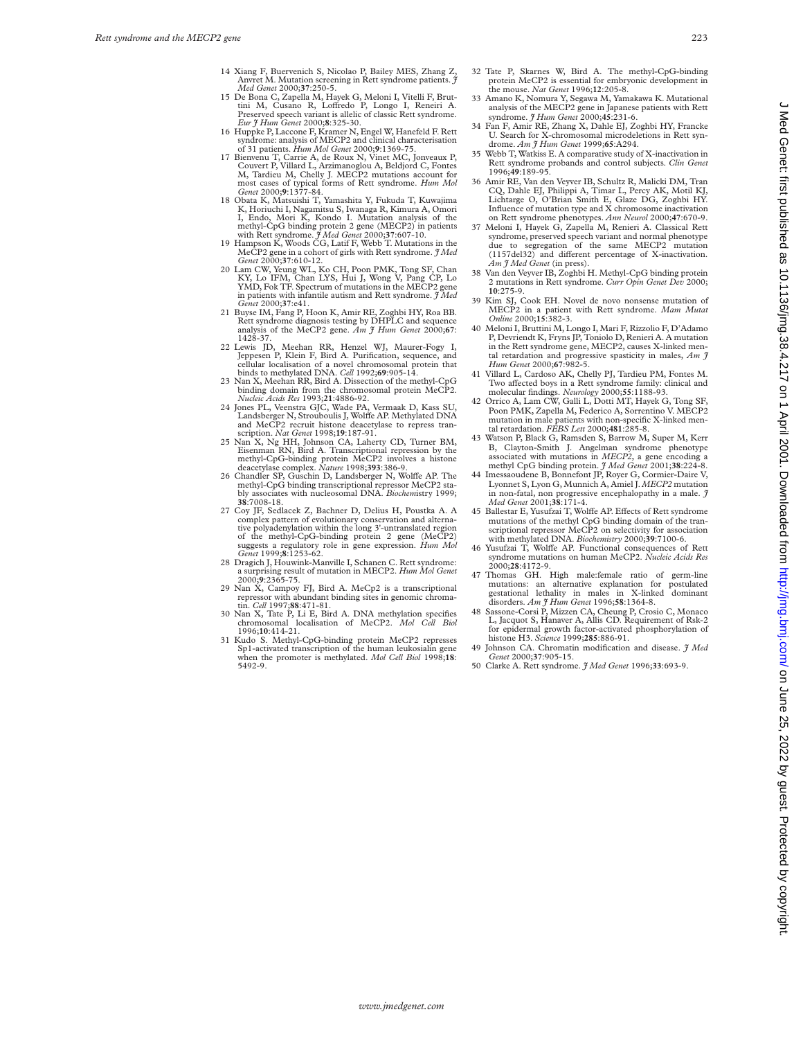14 Xiang F, Buervenich S, Nicolao P, Bailey MES, Zhang Z, Anvret M. Mutation screening in Rett syndrome patients. *J Med Genet* 2000;**37**:250-5.

15 De Bona C, Zapella M, Hayek G, Meloni I, Vitelli F, Bruttini M, Cusano R, Loffredo P, Longo I, Reneiri A. Preserved speech variant is allelic of classic Rett syndrome. *Eur J Hum Genet* 2000;**8**:325-30.

16 Huppke P, Laccone F, Kramer N, Engel W, Hanefeld F. Rett syndrome: analysis of MECP2 and clinical characterisation of 31 patients. *Hum Mol Genet* 2000;**9**:1369-75.

17 Bienvenu T, Carrie A, de Roux N, Vinet MC, Jonveaux P, Couvert P, Villard L, Arzimanoglou A, Beldjord C, Fontes M, Tardieu M, Chelly J. MECP2 mutations account for most cases of typical forms of Rett syndrome. *Hum Mol Genet* 2000;**9**:1377-84.

18 Obata K, Matsuishi T, Yamashita Y, Fukuda T, Kuwajima K, Horiuchi I, Nagamitsu S, Iwanaga R, Kimura A, Omori I, Endo, Mori K, Kondo I. Mutation analysis of the methyl-CpG binding protein 2 gene (MECP2) in patients with Rett syndrome. *J Med Genet* 2000;**37**:607-10.

19 Hampson K, Woods CG, Latif F, Webb T. Mutations in the MeCP2 gene in a cohort of girls with Rett syndrome. *J Med Genet* 2000;**37**:610-12.

20 Lam CW, Yeung WL, Ko CH, Poon PMK, Tong SF, Chan KY, Lo IFM, Chan LYS, Hui J, Wong V, Pang CP, Lo YMD, Fok TF. Spectrum of mutations in the MECP2 gene in patients with infantile autism and Rett syndrome. *J Med Genet* 2000;**37**:e41.

21 Buyse IM, Fang P, Hoon K, Amir RE, Zoghbi HY, Roa BB. Rett syndrome diagnosis testing by DHPLC and sequence analysis of the MeCP2 gene. *Am J Hum Genet* 2000;**67**:1428-37.

22 Lewis JD, Meehan RR, Henzel WJ, Maurer-Fogy I, Jeppesen P, Klein F, Bird A. Purification, sequence, and cellular localisation of a novel chromosomal protein that binds to methylated DNA. *Cell* 1992;**69**:905-14.

23 Nan X, Meehan RR, Bird A. Dissection of the methyl-CpG binding domain from the chromosomal protein MeCP2. *Nucleic Acids Res* 1993;**21**:4886-92.

24 Jones PL, Veenstra GJC, Wade PA, Vermaak D, Kass SU, Landsberger N, Strouboulis J, Wolffe AP. Methylated DNA and MeCP2 recruit histone deacetylase to repress transcription. *Nat Genet* 1998;**19**:187-91.

25 Nan X, Ng HH, Johnson CA, Laherty CD, Turner BM, Eisenman RN, Bird A. Transcriptional repression by the methyl-CpG-binding protein MeCP2 involves a histone deacetylase complex. *Nature* 1998;**393**:386-9.

26 Chandler SP, Guschin D, Landsberger N, Wolffe AP. The methyl-CpG binding transcriptional repressor MeCP2 stably associates with nucleosomal DNA. *Biochem*istry 1999;**38**:7008-18.

27 Coy JF, Sedlacek Z, Bachner D, Delius H, Poustka A. A complex pattern of evolutionary conservation and alternative polyadenylation within the long 3'-untranslated region of the methyl-CpG-binding protein 2 gene (MeCP2) suggests a regulatory role in gene expression. *Hum Mol Genet* 1999;**8**:1253-62.

28 Dragich J, Houwink-Manville I, Schanen C. Rett syndrome: a surprising result of mutation in MECP2. *Hum Mol Genet* 2000;**9**:2365-75.

29 Nan X, Campoy FJ, Bird A. MeCp2 is a transcriptional repressor with abundant binding sites in genomic chromatin. *Cell* 1997;**88**:471-81.

30 Nan X, Tate P, Li E, Bird A. DNA methylation specifies chromosomal localisation of MeCP2. *Mol Cell Biol* 1996;**10**:414-21.

31 Kudo S. Methyl-CpG-binding protein MeCP2 represses Sp1-activated transcription of the human leukosialin gene when the promoter is methylated. *Mol Cell Biol* 1998;**18**:5492-9.

32 Tate P, Skarnes W, Bird A. The methyl-CpG-binding protein MeCP2 is essential for embryonic development in the mouse. *Nat Genet* 1996;**12**:205-8.

33 Amano K, Nomura Y, Segawa M, Yamakawa K. Mutational analysis of the MECP2 gene in Japanese patients with Rett syndrome. *J Hum Genet* 2000;**45**:231-6.

34 Fan F, Amir RE, Zhang X, Dahle EJ, Zoghbi HY, Francke U. Search for X-chromosomal microdeletions in Rett syndrome. *Am J Hum Genet* 1999;**65**:A294.

35 Webb T, Watkiss E. A comparative study of X-inactivation in Rett syndrome probands and control subjects. *Clin Genet* 1996;**49**:189-95.

36 Amir RE, Van den Veyver IB, Schultz R, Malicki DM, Tran CQ, Dahle EJ, Philippi A, Timar L, Percy AK, Motil KJ, Lichtarge O, O'Brian Smith E, Glaze DG, Zoghbi HY. Influence of mutation type and X chromosome inactivation on Rett syndrome phenotypes. *Ann Neurol* 2000;**47**:670-9.

37 Meloni I, Hayek G, Zapella M, Renieri A. Classical Rett syndrome, preserved speech variant and normal phenotype due to segregation of the same MECP2 mutation (1157del32) and different percentage of X-inactivation. *Am J Med Genet* (in press).

38 Van den Veyver IB, Zoghbi H. Methyl-CpG binding protein 2 mutations in Rett syndrome. *Curr Opin Genet Dev* 2000;**10**:275-9.

39 Kim SJ, Cook EH. Novel de novo nonsense mutation of MECP2 in a patient with Rett syndrome. *Mam Mutat Online* 2000;**15**:382-3.

40 Meloni I, Bruttini M, Longo I, Mari F, Rizzolio F, D'Adamo P, Devriendt K, Fryns JP, Toniolo D, Renieri A. A mutation in the Rett syndrome gene, MECP2, causes X-linked mental retardation and progressive spasticity in males, *Am J Hum Genet* 2000;**67**:982-5.

41 Villard L, Cardoso AK, Chelly PJ, Tardieu PM, Fontes M. Two affected boys in a Rett syndrome family: clinical and molecular findings. *Neurology* 2000;**55**:1188-93.

42 Orrico A, Lam CW, Galli L, Dotti MT, Hayek G, Tong SF, Poon PMK, Zapella M, Federico A, Sorrentino V. MECP2 mutation in male patients with non-specific X-linked mental retardation. *FEBS Lett* 2000;**481**:285-8.

43 Watson P, Black G, Ramsden S, Barrow M, Super M, Kerr B, Clayton-Smith J. Angelman syndrome phenotype associated with mutations in *MECP2*, a gene encoding a methyl CpG binding protein. *J Med Genet* 2001;**38**:224-8.

44 Imessaoudene B, Bonnefont JP, Royer G, Cormier-Daire V, Lyonnet S, Lyon G, Munnich A, Amiel J. *MECP2* mutation in non-fatal, non progressive encephalopathy in a male. *J Med Genet* 2001;**38**:171-4.

45 Ballestar E, Yusufzai T, Wolffe AP. Effects of Rett syndrome mutations of the methyl CpG binding domain of the transcriptional repressor MeCP2 on selectivity for association with methylated DNA. *Biochemistry* 2000;**39**:7100-6.

46 Yusufzai T, Wolffe AP. Functional consequences of Rett syndrome mutations on human MeCP2. *Nucleic Acids Res* 2000;**28**:4172-9.

47 Thomas GH. High male:female ratio of germ-line mutations: an alternative explanation for postulated gestational lethality in males in X-linked dominant disorders. *Am J Hum Genet* 1996;**58**:1364-8.

48 Sassone-Corsi P, Mizzen CA, Cheung P, Crosio C, Monaco L, Jacquot S, Hanaver A, Allis CD. Requirement of Rsk-2 for epidermal growth factor-activated phosphorylation of histone H3. *Science* 1999;**285**:886-91.

49 Johnson CA. Chromatin modification and disease. *J Med Genet* 2000;**37**:905-15.

50 Clarke A. Rett syndrome. *J Med Genet* 1996;**33**:693-9.